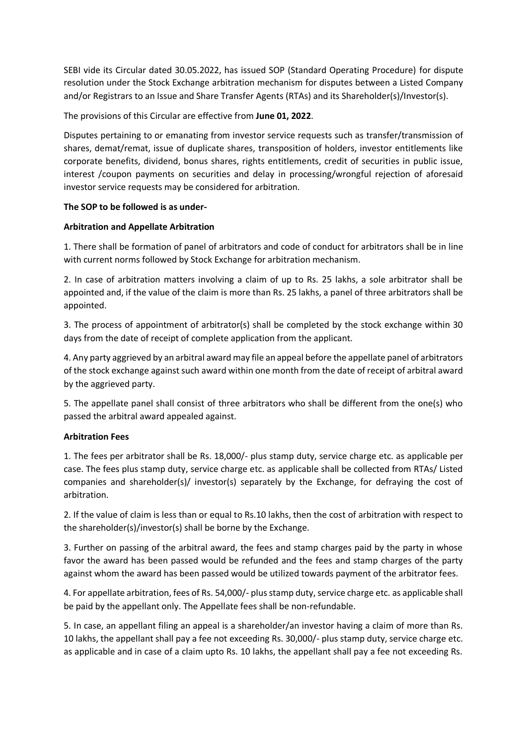SEBI vide its Circular dated 30.05.2022, has issued SOP (Standard Operating Procedure) for dispute resolution under the Stock Exchange arbitration mechanism for disputes between a Listed Company and/or Registrars to an Issue and Share Transfer Agents (RTAs) and its Shareholder(s)/Investor(s).

The provisions of this Circular are effective from **June 01, 2022**.

Disputes pertaining to or emanating from investor service requests such as transfer/transmission of shares, demat/remat, issue of duplicate shares, transposition of holders, investor entitlements like corporate benefits, dividend, bonus shares, rights entitlements, credit of securities in public issue, interest /coupon payments on securities and delay in processing/wrongful rejection of aforesaid investor service requests may be considered for arbitration.

**The SOP to be followed is as under-**

**Arbitration and Appellate Arbitration**

1. There shall be formation of panel of arbitrators and code of conduct for arbitrators shall be in line with current norms followed by Stock Exchange for arbitration mechanism.

2. In case of arbitration matters involving a claim of up to Rs. 25 lakhs, a sole arbitrator shall be appointed and, if the value of the claim is more than Rs. 25 lakhs, a panel of three arbitrators shall be appointed.

3. The process of appointment of arbitrator(s) shall be completed by the stock exchange within 30 days from the date of receipt of complete application from the applicant.

4. Any party aggrieved by an arbitral award may file an appeal before the appellate panel of arbitrators of the stock exchange against such award within one month from the date of receipt of arbitral award by the aggrieved party.

5. The appellate panel shall consist of three arbitrators who shall be different from the one(s) who passed the arbitral award appealed against.

**Arbitration Fees**

1. The fees per arbitrator shall be Rs. 18,000/- plus stamp duty, service charge etc. as applicable per case. The fees plus stamp duty, service charge etc. as applicable shall be collected from RTAs/ Listed companies and shareholder(s)/ investor(s) separately by the Exchange, for defraying the cost of arbitration.

2. If the value of claim is less than or equal to Rs.10 lakhs, then the cost of arbitration with respect to the shareholder(s)/investor(s) shall be borne by the Exchange.

3. Further on passing of the arbitral award, the fees and stamp charges paid by the party in whose favor the award has been passed would be refunded and the fees and stamp charges of the party against whom the award has been passed would be utilized towards payment of the arbitrator fees.

4. For appellate arbitration, fees of Rs. 54,000/- plus stamp duty, service charge etc. as applicable shall be paid by the appellant only. The Appellate fees shall be non-refundable.

5. In case, an appellant filing an appeal is a shareholder/an investor having a claim of more than Rs. 10 lakhs, the appellant shall pay a fee not exceeding Rs. 30,000/- plus stamp duty, service charge etc. as applicable and in case of a claim upto Rs. 10 lakhs, the appellant shall pay a fee not exceeding Rs.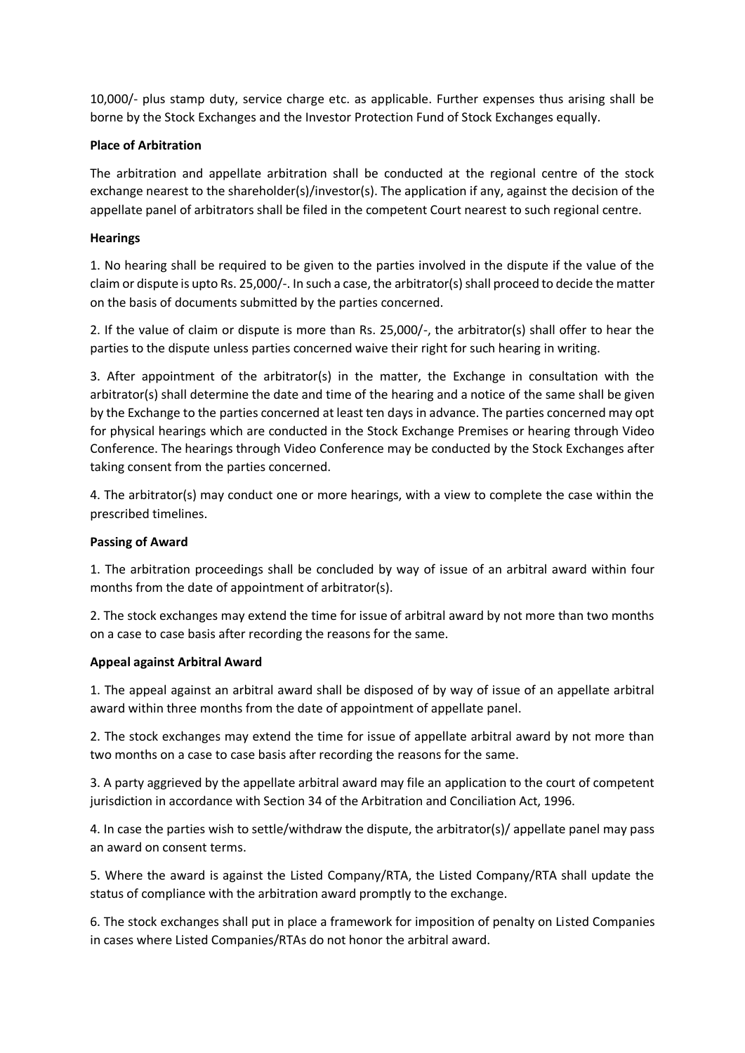10,000/- plus stamp duty, service charge etc. as applicable. Further expenses thus arising shall be borne by the Stock Exchanges and the Investor Protection Fund of Stock Exchanges equally.

**Place of Arbitration**

The arbitration and appellate arbitration shall be conducted at the regional centre of the stock exchange nearest to the shareholder(s)/investor(s). The application if any, against the decision of the appellate panel of arbitrators shall be filed in the competent Court nearest to such regional centre.

**Hearings**

1. No hearing shall be required to be given to the parties involved in the dispute if the value of the claim or dispute is upto Rs. 25,000/-. In such a case, the arbitrator(s) shall proceed to decide the matter on the basis of documents submitted by the parties concerned.

2. If the value of claim or dispute is more than Rs. 25,000/-, the arbitrator(s) shall offer to hear the parties to the dispute unless parties concerned waive their right for such hearing in writing.

3. After appointment of the arbitrator(s) in the matter, the Exchange in consultation with the arbitrator(s) shall determine the date and time of the hearing and a notice of the same shall be given by the Exchange to the parties concerned at least ten days in advance. The parties concerned may opt for physical hearings which are conducted in the Stock Exchange Premises or hearing through Video Conference. The hearings through Video Conference may be conducted by the Stock Exchanges after taking consent from the parties concerned.

4. The arbitrator(s) may conduct one or more hearings, with a view to complete the case within the prescribed timelines.

**Passing of Award**

1. The arbitration proceedings shall be concluded by way of issue of an arbitral award within four months from the date of appointment of arbitrator(s).

2. The stock exchanges may extend the time for issue of arbitral award by not more than two months on a case to case basis after recording the reasons for the same.

**Appeal against Arbitral Award**

1. The appeal against an arbitral award shall be disposed of by way of issue of an appellate arbitral award within three months from the date of appointment of appellate panel.

2. The stock exchanges may extend the time for issue of appellate arbitral award by not more than two months on a case to case basis after recording the reasons for the same.

3. A party aggrieved by the appellate arbitral award may file an application to the court of competent jurisdiction in accordance with Section 34 of the Arbitration and Conciliation Act, 1996.

4. In case the parties wish to settle/withdraw the dispute, the arbitrator(s)/ appellate panel may pass an award on consent terms.

5. Where the award is against the Listed Company/RTA, the Listed Company/RTA shall update the status of compliance with the arbitration award promptly to the exchange.

6. The stock exchanges shall put in place a framework for imposition of penalty on Listed Companies in cases where Listed Companies/RTAs do not honor the arbitral award.